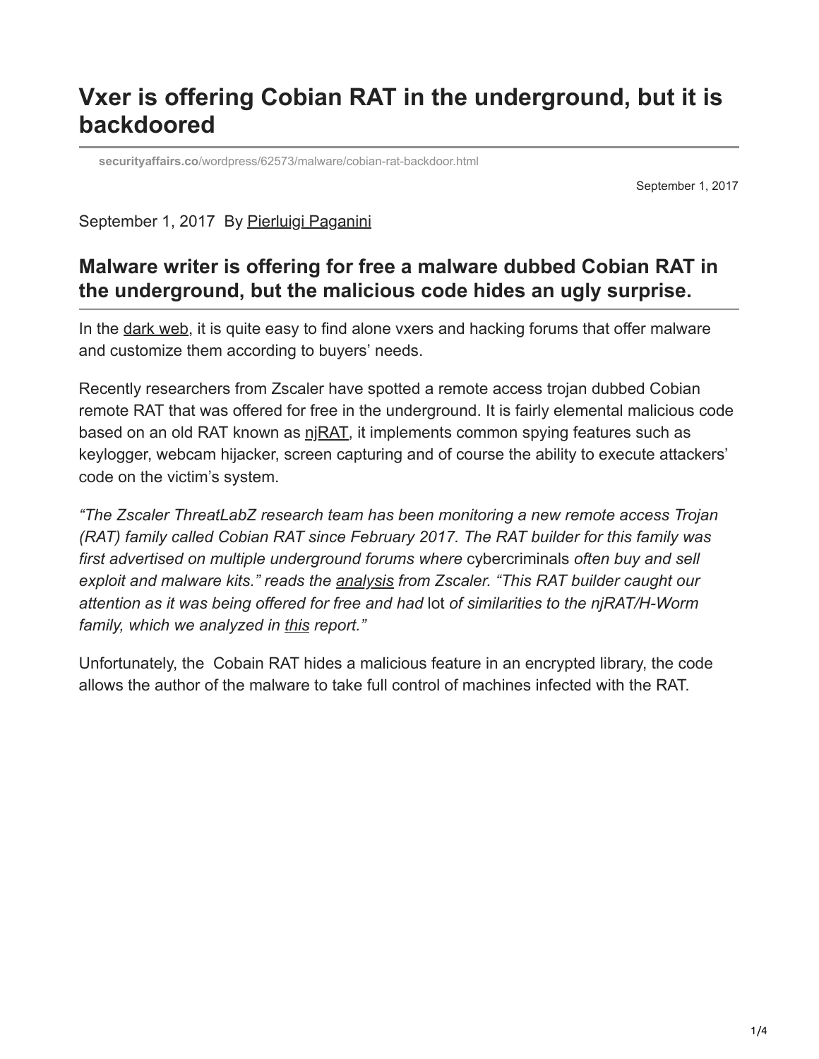# Vxer is offering Cobian RAT in the underground, but it is backdoored

securityaffairs.co/wordpress/62573/malware/cobian-rat-backdoor.html

September 1, 2017

September 1, 2017 By Pierluigi Paganini

## Malware writer is offering for free a malware dubbed Cobian RAT in the underground, but the malicious code hides an ugly surprise.

In the dark web, it is quite easy to find alone vxers and hacking forums that offer malware and customize them according to buyers' needs.

Recently researchers from Zscaler have spotted a remote access trojan dubbed Cobian remote RAT that was offered for free in the underground. It is fairly elemental malicious code based on an old RAT known as njRAT, it implements common spying features such as keylogger, webcam hijacker, screen capturing and of course the ability to execute attackers' code on the victim's system.

*"The Zscaler ThreatLabZ research team has been monitoring a new remote access Trojan (RAT) family called Cobian RAT since February 2017. The RAT builder for this family was first advertised on multiple underground forums where* cybercriminals *often buy and sell exploit and malware kits." reads the analysis from Zscaler. "This RAT builder caught our attention as it was being offered for free and had* lot *of similarities to the njRAT/H-Worm family, which we analyzed in this report."*

Unfortunately, the Cobain RAT hides a malicious feature in an encrypted library, the code allows the author of the malware to take full control of machines infected with the RAT.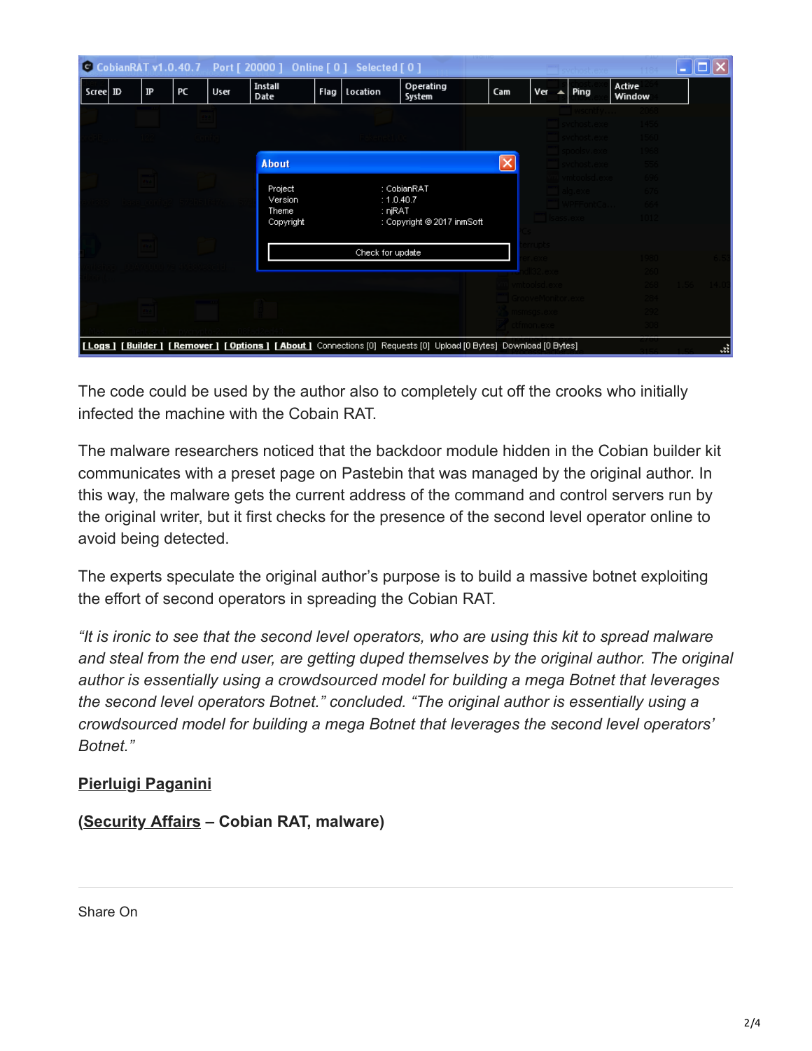The code could be used by the author also to completely cut off the crooks who initially infected the machine with the Cobain RAT.

The malware researchers noticed that the backdoor module hidden in the Cobian builder kit communicates with a preset page on Pastebin that was managed by the original author. In this way, the malware gets the current address of the command and control servers run by the original writer, but it first checks for the presence of the second level operator online to avoid being detected.

The experts speculate the original author's purpose is to build a massive botnet exploiting the effort of second operators in spreading the Cobian RAT.

*"It is ironic to see that the second level operators, who are using this kit to spread malware and steal from the end user, are getting duped themselves by the original author. The original author is essentially using a crowdsourced model for building a mega Botnet that leverages the second level operators Botnet." concluded. "The original author is essentially using a crowdsourced model for building a mega Botnet that leverages the second level operators' Botnet."*

**Pierluigi Paganini**

**(Security Affairs – Cobian RAT, malware)**

Share On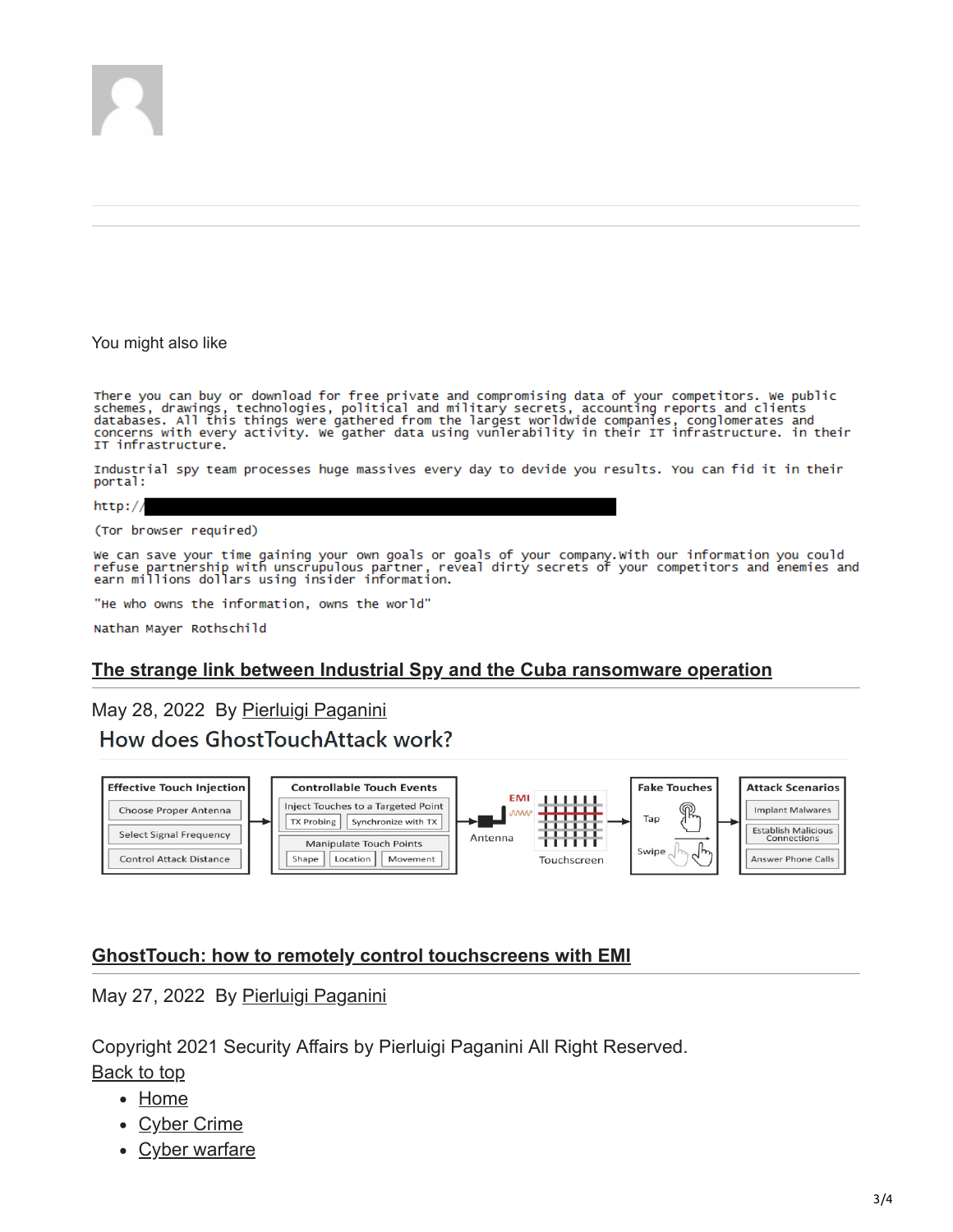You might also like

```
There you can buy or download for free private and compromising data of your competitors. We public
schemes, drawings, technologies, political and military secrets, accounting reports and clients
databases. All this things were gathered from the largest worldwide companies, conglomerates and
concerns with every activity. We gather data using vulnerability in their IT infrastructure. in their
IT infrastructure.

Industrial spy team processes huge massives every day to devide you results. You can fid it in their
portal:

http://

(Tor browser required)

We can save your time gaining your own goals or goals of your company.With our information you could
refuse partnership with unscrupulous partner, reveal dirty secrets of your competitors and enemies and
earn millions dollars using insider information.

"He who owns the information, owns the world"

Nathan Mayer Rothschild
```

### The strange link between Industrial Spy and the Cuba ransomware operation

May 28, 2022 By Pierluigi Paganini

How does GhostTouchAttack work?

### GhostTouch: how to remotely control touchscreens with EMI

May 27, 2022 By Pierluigi Paganini

Copyright 2021 Security Affairs by Pierluigi Paganini All Right Reserved.

Back to top

- Home
- Cyber Crime
- Cyber warfare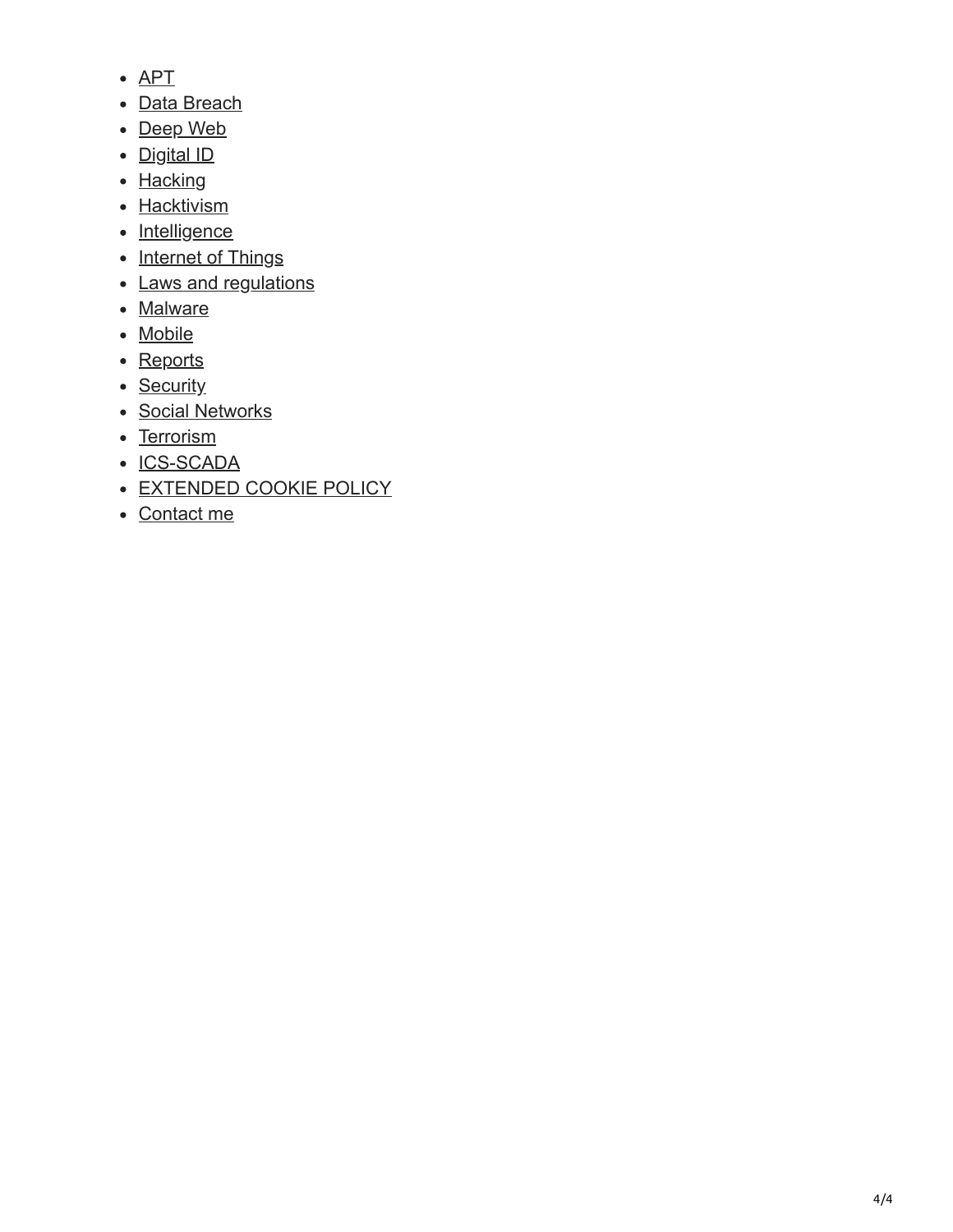- APT
- Data Breach
- Deep Web
- Digital ID
- Hacking
- Hacktivism
- Intelligence
- Internet of Things
- Laws and regulations
- Malware
- Mobile
- Reports
- Security
- Social Networks
- Terrorism
- ICS-SCADA
- EXTENDED COOKIE POLICY
- Contact me